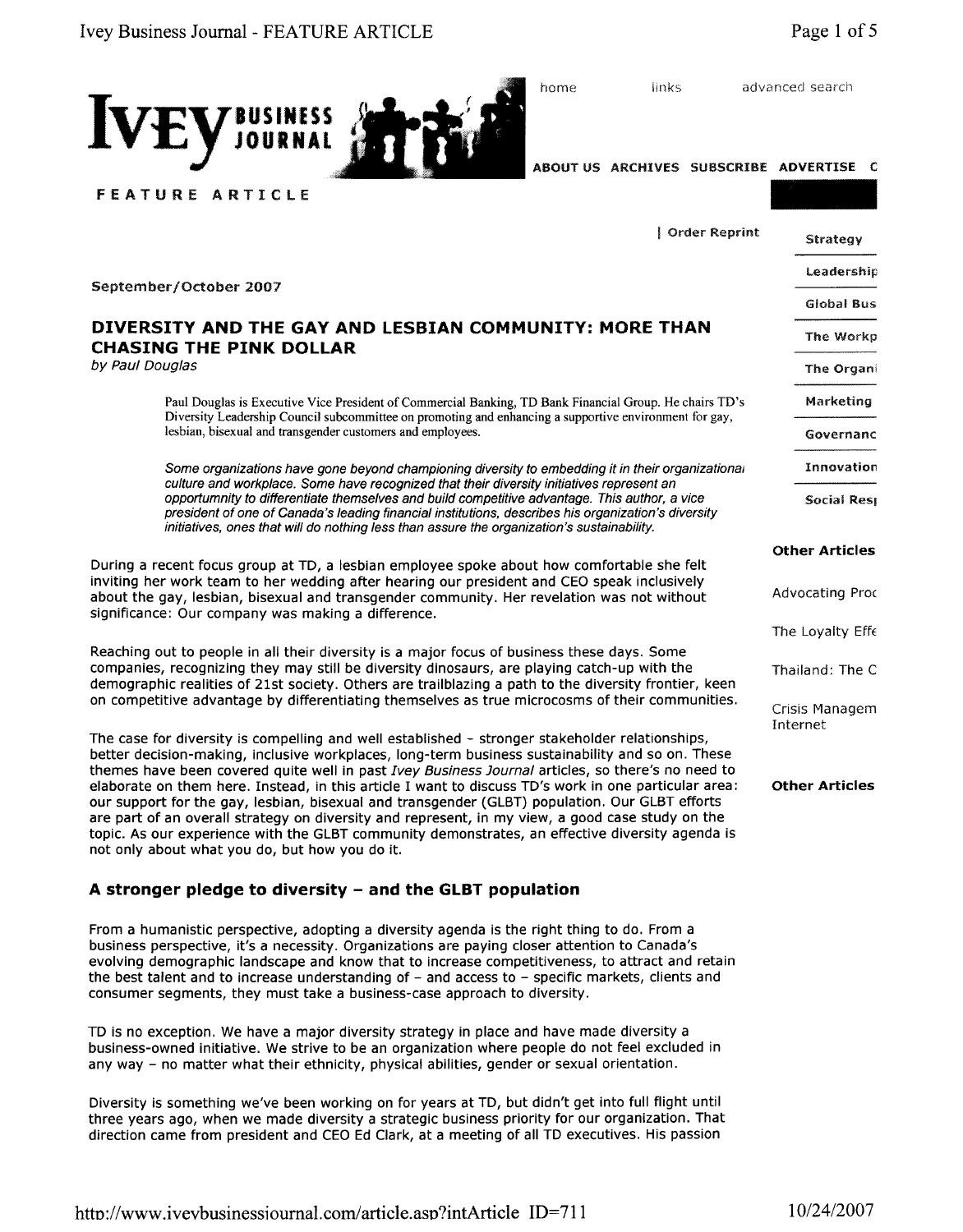FEATURE ARTICLE

September/October 2007

# DIVERSITY AND THE GAY AND LESBIAN COMMUNITY: MORE THAN CHASING THE PINK DOLLAR

*by Paul Douglas*

Paul Douglas is Executive Vice President of Commercial Banking, TD Bank Financial Group. He chairs TD's Diversity Leadership Council subcommittee on promoting and enhancing a supportive environment for gay, lesbian, bisexual and transgender customers and employees.

*Some organizations have gone beyond championing diversity to embedding it in their organizational culture and workplace. Some have recognized that their diversity initiatives represent an opportumnity to differentiate themselves and build competitive advantage. This author, a vice president of one of Canada's leading financial institutions, describes his organization's diversity initiatives, ones that will do nothing less than assure the organization's sustainability.*

During a recent focus group at TD, a lesbian employee spoke about how comfortable she felt inviting her work team to her wedding after hearing our president and CEO speak inclusively about the gay, lesbian, bisexual and transgender community. Her revelation was not without significance: Our company was making a difference.

Reaching out to people in all their diversity is a major focus of business these days. Some companies, recognizing they may still be diversity dinosaurs, are playing catch-up with the demographic realities of 21st society. Others are trailblazing a path to the diversity frontier, keen on competitive advantage by differentiating themselves as true microcosms of their communities.

The case for diversity is compelling and well established - stronger stakeholder relationships, better decision-making, inclusive workplaces, long-term business sustainability and so on. These themes have been covered quite well in past *Ivey Business Journal* articles, so there's no need to elaborate on them here. Instead, in this article I want to discuss TD's work in one particular area: our support for the gay, lesbian, bisexual and transgender (GLBT) population. Our GLBT efforts are part of an overall strategy on diversity and represent, in my view, a good case study on the topic. As our experience with the GLBT community demonstrates, an effective diversity agenda is not only about what you do, but how you do it.

## A stronger pledge to diversity – and the GLBT population

From a humanistic perspective, adopting a diversity agenda is the right thing to do. From a business perspective, it's a necessity. Organizations are paying closer attention to Canada's evolving demographic landscape and know that to increase competitiveness, to attract and retain the best talent and to increase understanding of – and access to – specific markets, clients and consumer segments, they must take a business-case approach to diversity.

TD is no exception. We have a major diversity strategy in place and have made diversity a business-owned initiative. We strive to be an organization where people do not feel excluded in any way – no matter what their ethnicity, physical abilities, gender or sexual orientation.

Diversity is something we've been working on for years at TD, but didn't get into full flight until three years ago, when we made diversity a strategic business priority for our organization. That direction came from president and CEO Ed Clark, at a meeting of all TD executives. His passion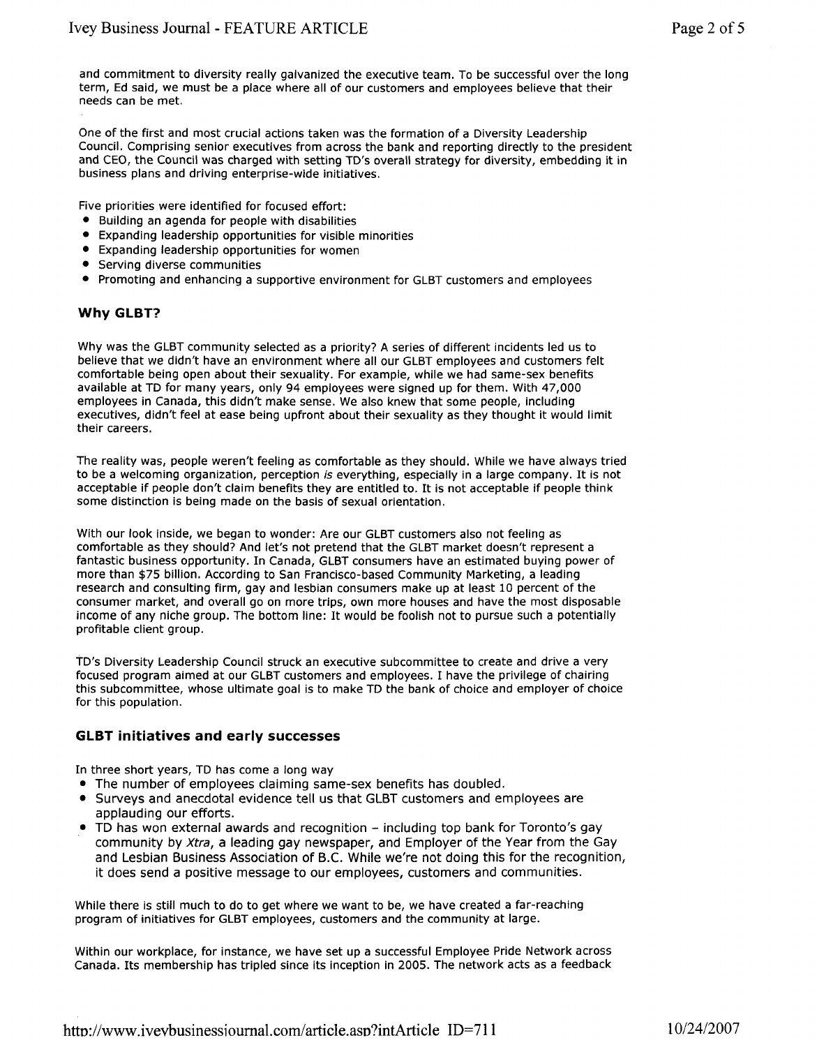and commitment to diversity really galvanized the executive team. To be successful over the long term, Ed said, we must be a place where all of our customers and employees believe that their needs can be met.

One of the first and most crucial actions taken was the formation of a Diversity Leadership Council. Comprising senior executives from across the bank and reporting directly to the president and CEO, the Council was charged with setting TD's overall strategy for diversity, embedding it in business plans and driving enterprise-wide initiatives.

Five priorities were identified for focused effort:

- Building an agenda for people with disabilities
- Expanding leadership opportunities for visible minorities
- Expanding leadership opportunities for women
- Serving diverse communities
- Promoting and enhancing a supportive environment for GLBT customers and employees

### Why GLBT?

Why was the GLBT community selected as a priority? A series of different incidents led us to believe that we didn't have an environment where all our GLBT employees and customers felt comfortable being open about their sexuality. For example, while we had same-sex benefits available at TD for many years, only 94 employees were signed up for them. With 47,000 employees in Canada, this didn't make sense. We also knew that some people, including executives, didn't feel at ease being upfront about their sexuality as they thought it would limit their careers.

The reality was, people weren't feeling as comfortable as they should. While we have always tried to be a welcoming organization, perception *is* everything, especially in a large company. It is not acceptable if people don't claim benefits they are entitled to. It is not acceptable if people think some distinction is being made on the basis of sexual orientation.

With our look inside, we began to wonder: Are our GLBT customers also not feeling as comfortable as they should? And let's not pretend that the GLBT market doesn't represent a fantastic business opportunity. In Canada, GLBT consumers have an estimated buying power of more than $75 billion. According to San Francisco-based Community Marketing, a leading research and consulting firm, gay and lesbian consumers make up at least 10 percent of the consumer market, and overall go on more trips, own more houses and have the most disposable income of any niche group. The bottom line: It would be foolish not to pursue such a potentially profitable client group.

TD's Diversity Leadership Council struck an executive subcommittee to create and drive a very focused program aimed at our GLBT customers and employees. I have the privilege of chairing this subcommittee, whose ultimate goal is to make TD the bank of choice and employer of choice for this population.

### GLBT initiatives and early successes

In three short years, TD has come a long way

- The number of employees claiming same-sex benefits has doubled.
- Surveys and anecdotal evidence tell us that GLBT customers and employees are applauding our efforts.
- TD has won external awards and recognition – including top bank for Toronto's gay community by *Xtra*, a leading gay newspaper, and Employer of the Year from the Gay and Lesbian Business Association of B.C. While we're not doing this for the recognition, it does send a positive message to our employees, customers and communities.

While there is still much to do to get where we want to be, we have created a far-reaching program of initiatives for GLBT employees, customers and the community at large.

Within our workplace, for instance, we have set up a successful Employee Pride Network across Canada. Its membership has tripled since its inception in 2005. The network acts as a feedback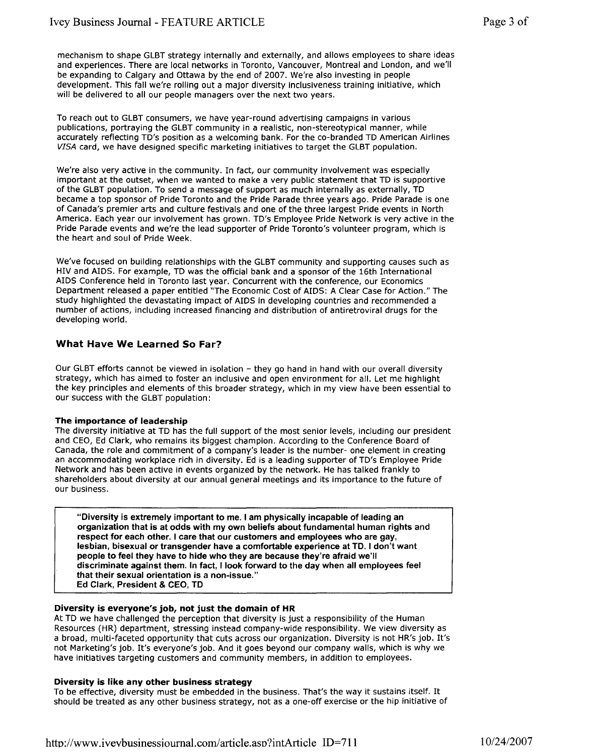mechanism to shape GLBT strategy internally and externally, and allows employees to share ideas and experiences. There are local networks in Toronto, Vancouver, Montreal and London, and we'll be expanding to Calgary and Ottawa by the end of 2007. We're also investing in people development. This fall we're rolling out a major diversity inclusiveness training initiative, which will be delivered to all our people managers over the next two years.

To reach out to GLBT consumers, we have year-round advertising campaigns in various publications, portraying the GLBT community in a realistic, non-stereotypical manner, while accurately reflecting TD's position as a welcoming bank. For the co-branded TD American Airlines *VISA* card, we have designed specific marketing initiatives to target the GLBT population.

We're also very active in the community. In fact, our community involvement was especially important at the outset, when we wanted to make a very public statement that TD is supportive of the GLBT population. To send a message of support as much internally as externally, TD became a top sponsor of Pride Toronto and the Pride Parade three years ago. Pride Parade is one of Canada's premier arts and culture festivals and one of the three largest Pride events in North America. Each year our involvement has grown. TD's Employee Pride Network is very active in the Pride Parade events and we're the lead supporter of Pride Toronto's volunteer program, which is the heart and soul of Pride Week.

We've focused on building relationships with the GLBT community and supporting causes such as HIV and AIDS. For example, TD was the official bank and a sponsor of the 16th International AIDS Conference held in Toronto last year. Concurrent with the conference, our Economics Department released a paper entitled "The Economic Cost of AIDS: A Clear Case for Action." The study highlighted the devastating impact of AIDS in developing countries and recommended a number of actions, including increased financing and distribution of antiretroviral drugs for the developing world.

## What Have We Learned So Far?

Our GLBT efforts cannot be viewed in isolation – they go hand in hand with our overall diversity strategy, which has aimed to foster an inclusive and open environment for all. Let me highlight the key principles and elements of this broader strategy, which in my view have been essential to our success with the GLBT population:

**The importance of leadership**
The diversity initiative at TD has the full support of the most senior levels, including our president and CEO, Ed Clark, who remains its biggest champion. According to the Conference Board of Canada, the role and commitment of a company's leader is the number- one element in creating an accommodating workplace rich in diversity. Ed is a leading supporter of TD's Employee Pride Network and has been active in events organized by the network. He has talked frankly to shareholders about diversity at our annual general meetings and its importance to the future of our business.

> **"Diversity is extremely important to me. I am physically incapable of leading an organization that is at odds with my own beliefs about fundamental human rights and respect for each other. I care that our customers and employees who are gay, lesbian, bisexual or transgender have a comfortable experience at TD. I don't want people to feel they have to hide who they are because they're afraid we'll discriminate against them. In fact, I look forward to the day when all employees feel that their sexual orientation is a non-issue."**
> **Ed Clark, President & CEO, TD**

**Diversity is everyone's job, not just the domain of HR**
At TD we have challenged the perception that diversity is just a responsibility of the Human Resources (HR) department, stressing instead company-wide responsibility. We view diversity as a broad, multi-faceted opportunity that cuts across our organization. Diversity is not HR's job. It's not Marketing's job. It's everyone's job. And it goes beyond our company walls, which is why we have initiatives targeting customers and community members, in addition to employees.

**Diversity is like any other business strategy**
To be effective, diversity must be embedded in the business. That's the way it sustains itself. It should be treated as any other business strategy, not as a one-off exercise or the hip initiative of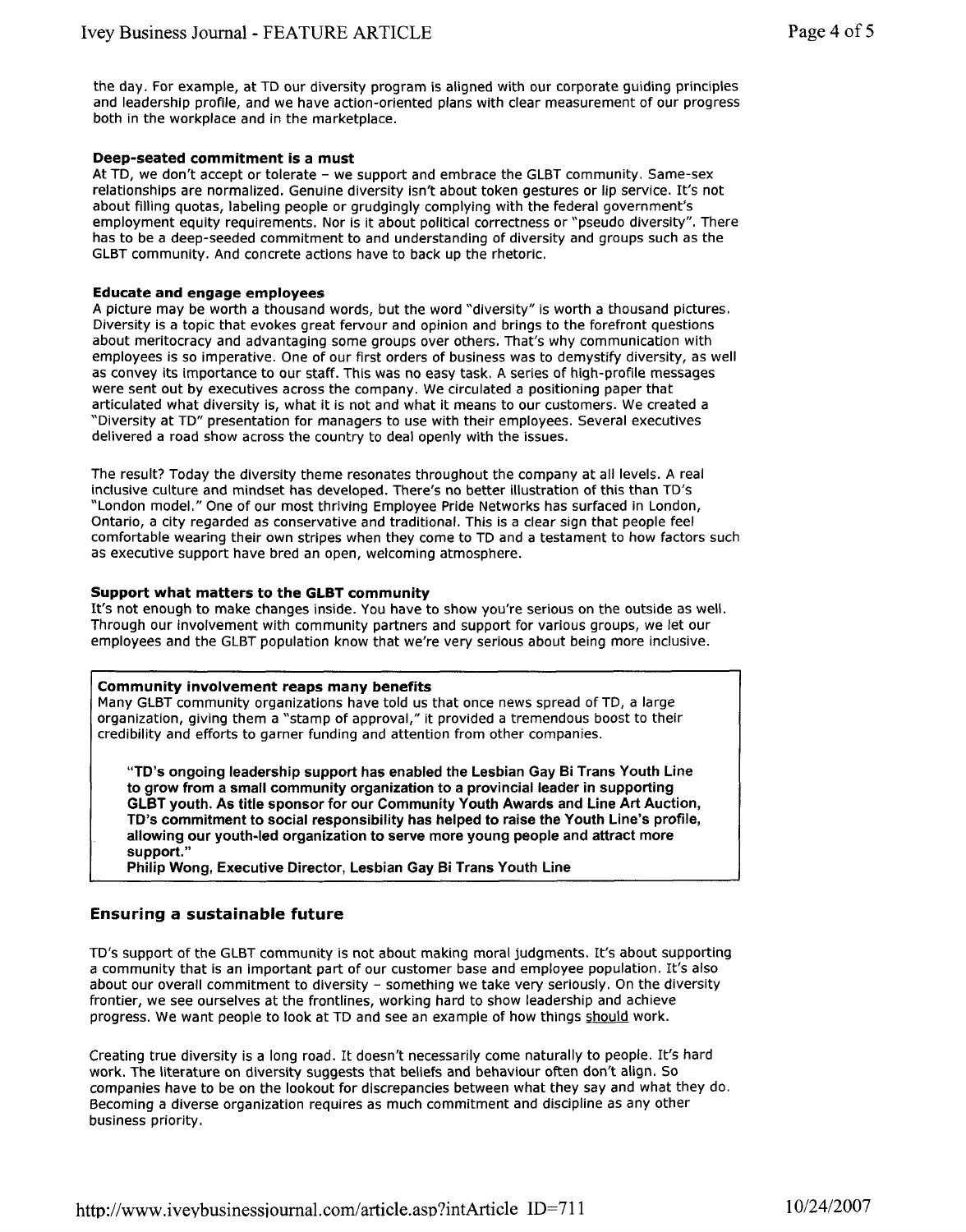the day. For example, at TD our diversity program is aligned with our corporate guiding principles and leadership profile, and we have action-oriented plans with clear measurement of our progress both in the workplace and in the marketplace.

### Deep-seated commitment is a must

At TD, we don't accept or tolerate – we support and embrace the GLBT community. Same-sex relationships are normalized. Genuine diversity isn't about token gestures or lip service. It's not about filling quotas, labeling people or grudgingly complying with the federal government's employment equity requirements. Nor is it about political correctness or "pseudo diversity". There has to be a deep-seeded commitment to and understanding of diversity and groups such as the GLBT community. And concrete actions have to back up the rhetoric.

### Educate and engage employees

A picture may be worth a thousand words, but the word "diversity" is worth a thousand pictures. Diversity is a topic that evokes great fervour and opinion and brings to the forefront questions about meritocracy and advantaging some groups over others. That's why communication with employees is so imperative. One of our first orders of business was to demystify diversity, as well as convey its importance to our staff. This was no easy task. A series of high-profile messages were sent out by executives across the company. We circulated a positioning paper that articulated what diversity is, what it is not and what it means to our customers. We created a "Diversity at TD" presentation for managers to use with their employees. Several executives delivered a road show across the country to deal openly with the issues.

The result? Today the diversity theme resonates throughout the company at all levels. A real inclusive culture and mindset has developed. There's no better illustration of this than TD's "London model." One of our most thriving Employee Pride Networks has surfaced in London, Ontario, a city regarded as conservative and traditional. This is a clear sign that people feel comfortable wearing their own stripes when they come to TD and a testament to how factors such as executive support have bred an open, welcoming atmosphere.

### Support what matters to the GLBT community

It's not enough to make changes inside. You have to show you're serious on the outside as well. Through our involvement with community partners and support for various groups, we let our employees and the GLBT population know that we're very serious about being more inclusive.

> **Community involvement reaps many benefits**
>
> Many GLBT community organizations have told us that once news spread of TD, a large organization, giving them a "stamp of approval," it provided a tremendous boost to their credibility and efforts to garner funding and attention from other companies.
>
> **"TD's ongoing leadership support has enabled the Lesbian Gay Bi Trans Youth Line to grow from a small community organization to a provincial leader in supporting GLBT youth. As title sponsor for our Community Youth Awards and Line Art Auction, TD's commitment to social responsibility has helped to raise the Youth Line's profile, allowing our youth-led organization to serve more young people and attract more support."**
> **Philip Wong, Executive Director, Lesbian Gay Bi Trans Youth Line**

## Ensuring a sustainable future

TD's support of the GLBT community is not about making moral judgments. It's about supporting a community that is an important part of our customer base and employee population. It's also about our overall commitment to diversity – something we take very seriously. On the diversity frontier, we see ourselves at the frontlines, working hard to show leadership and achieve progress. We want people to look at TD and see an example of how things should work.

Creating true diversity is a long road. It doesn't necessarily come naturally to people. It's hard work. The literature on diversity suggests that beliefs and behaviour often don't align. So companies have to be on the lookout for discrepancies between what they say and what they do. Becoming a diverse organization requires as much commitment and discipline as any other business priority.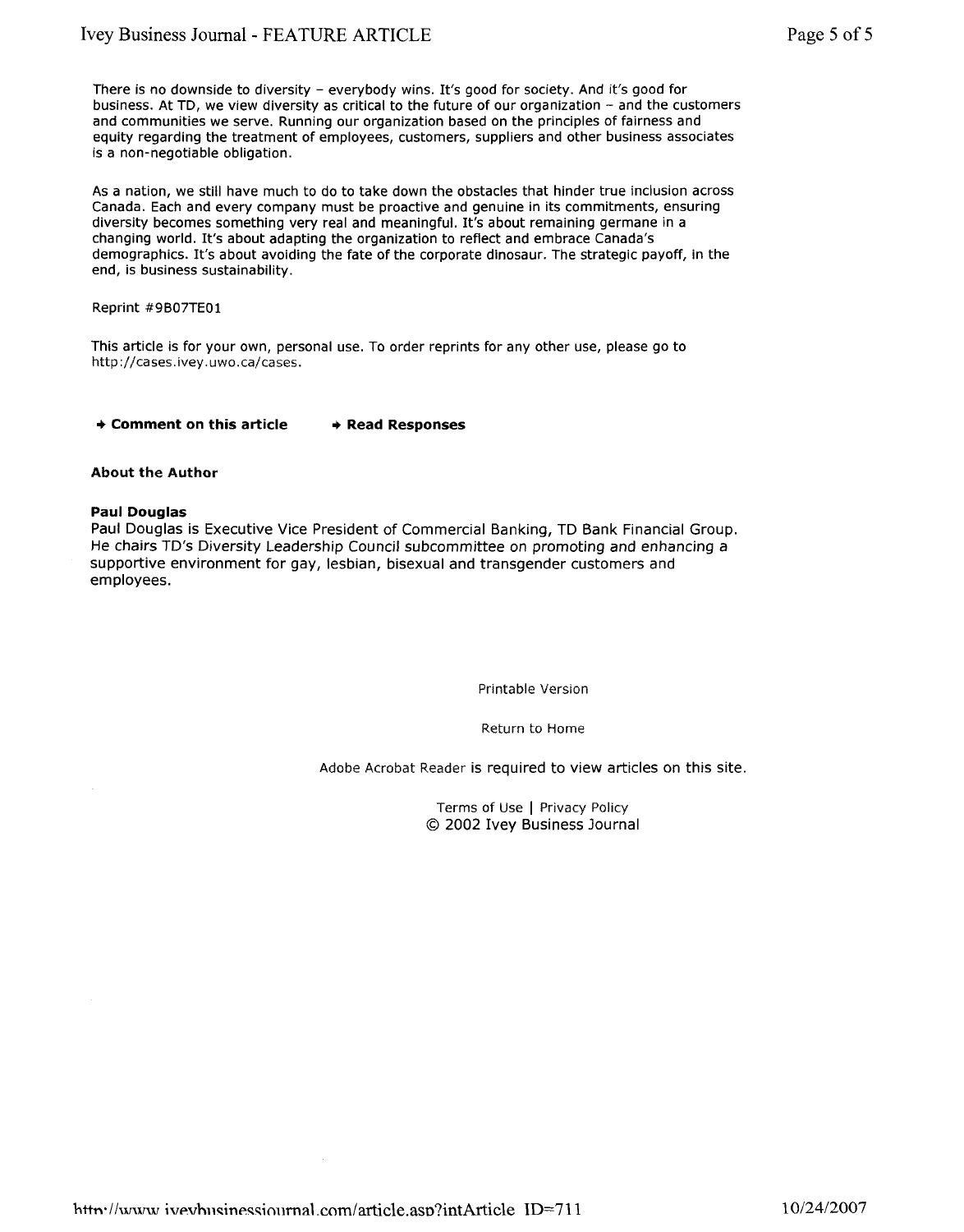There is no downside to diversity – everybody wins. It's good for society. And it's good for business. At TD, we view diversity as critical to the future of our organization – and the customers and communities we serve. Running our organization based on the principles of fairness and equity regarding the treatment of employees, customers, suppliers and other business associates is a non-negotiable obligation.

As a nation, we still have much to do to take down the obstacles that hinder true inclusion across Canada. Each and every company must be proactive and genuine in its commitments, ensuring diversity becomes something very real and meaningful. It's about remaining germane in a changing world. It's about adapting the organization to reflect and embrace Canada's demographics. It's about avoiding the fate of the corporate dinosaur. The strategic payoff, in the end, is business sustainability.

Reprint #9B07TE01

This article is for your own, personal use. To order reprints for any other use, please go to http://cases.ivey.uwo.ca/cases.

**→ Comment on this article** **→ Read Responses**

**About the Author**

**Paul Douglas**
Paul Douglas is Executive Vice President of Commercial Banking, TD Bank Financial Group. He chairs TD's Diversity Leadership Council subcommittee on promoting and enhancing a supportive environment for gay, lesbian, bisexual and transgender customers and employees.

Printable Version

Return to Home

Adobe Acrobat Reader is required to view articles on this site.

Terms of Use | Privacy Policy
© 2002 Ivey Business Journal